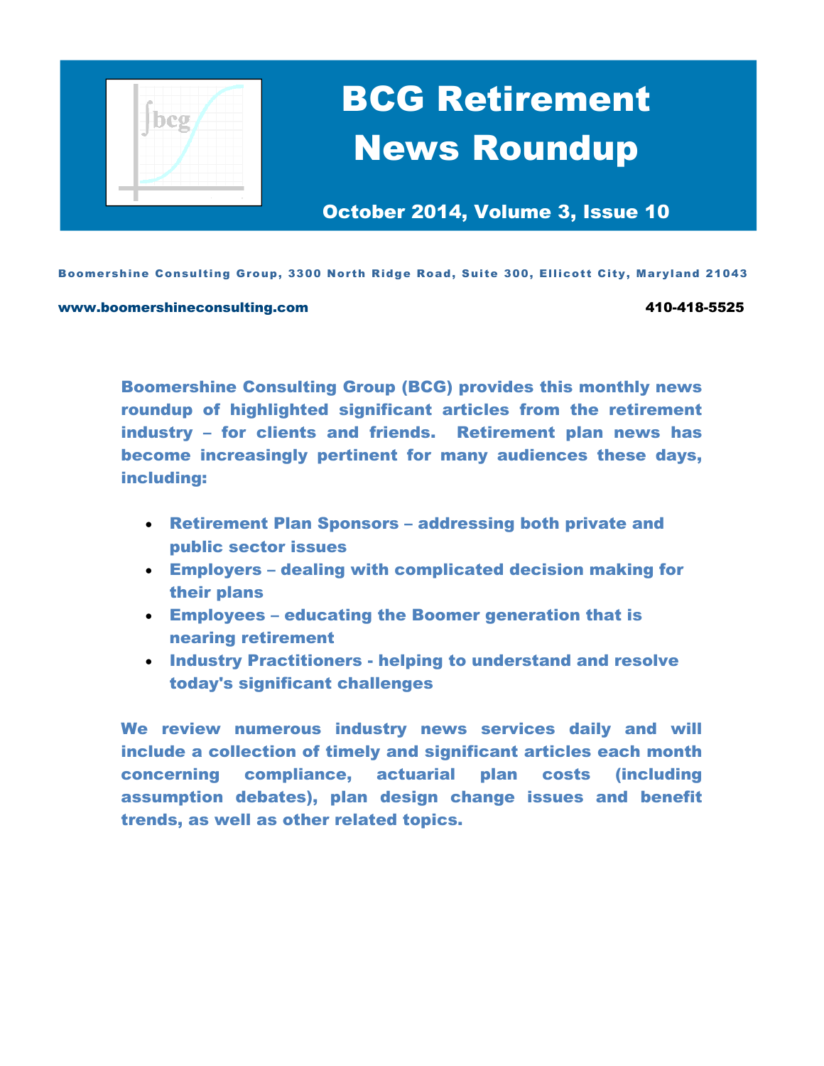# BCG Retirement News Roundup

**October 2014, Volume 3, Issue 10**

**Boomershine Consulting Group, 3300 North Ridge Road, Suite 300, Ellicott City, Maryland 21043**

**www.boomershineconsulting.com** **410-418-5525**

**Boomershine Consulting Group (BCG) provides this monthly news roundup of highlighted significant articles from the retirement industry – for clients and friends. Retirement plan news has become increasingly pertinent for many audiences these days, including:**

- **Retirement Plan Sponsors – addressing both private and public sector issues**
- **Employers – dealing with complicated decision making for their plans**
- **Employees – educating the Boomer generation that is nearing retirement**
- **Industry Practitioners - helping to understand and resolve today's significant challenges**

**We review numerous industry news services daily and will include a collection of timely and significant articles each month concerning compliance, actuarial plan costs (including assumption debates), plan design change issues and benefit trends, as well as other related topics.**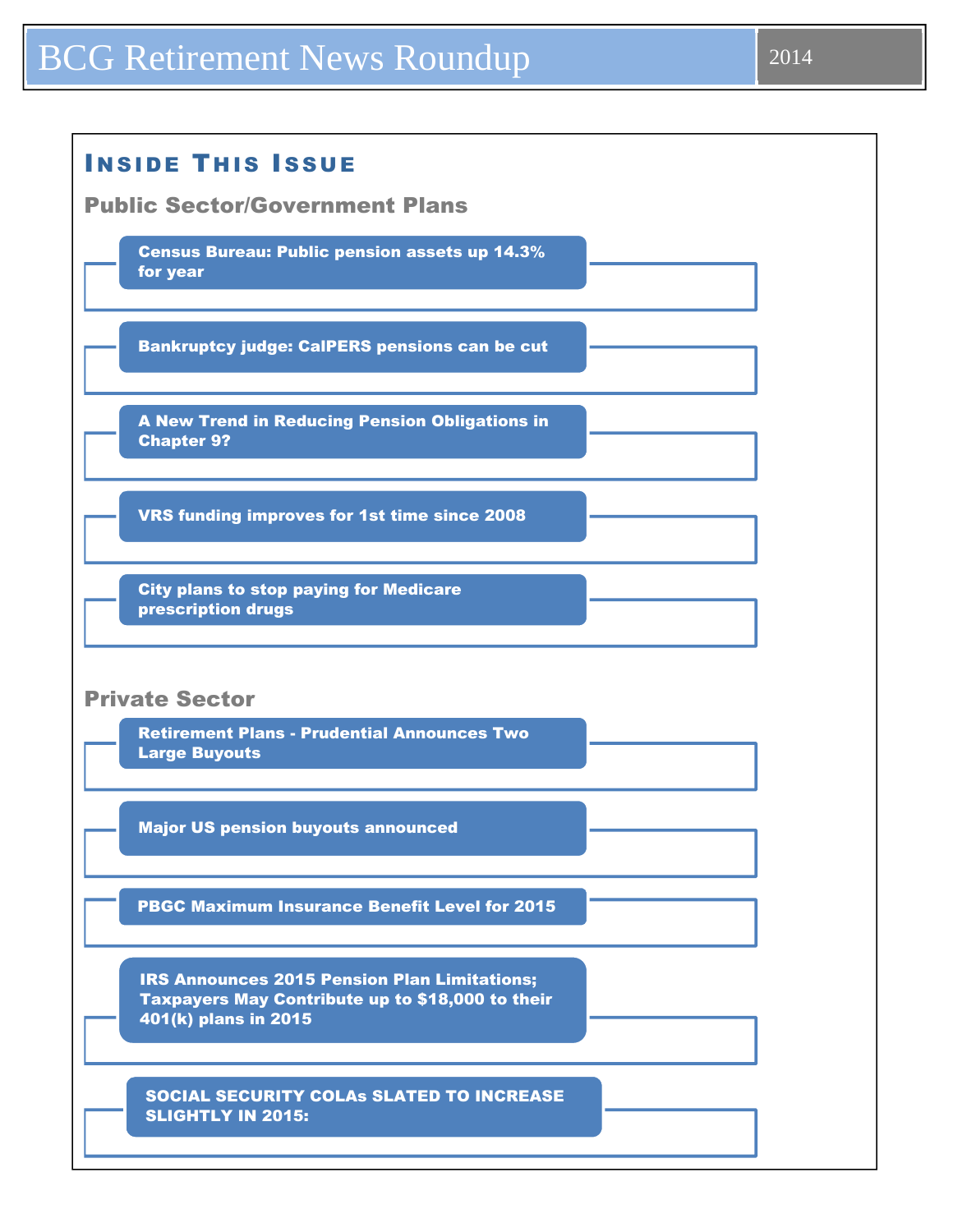## Inside This Issue

### Public Sector/Government Plans

- Census Bureau: Public pension assets up 14.3% for year
- Bankruptcy judge: CalPERS pensions can be cut
- A New Trend in Reducing Pension Obligations in Chapter 9?
- VRS funding improves for 1st time since 2008
- City plans to stop paying for Medicare prescription drugs

### Private Sector

- Retirement Plans - Prudential Announces Two Large Buyouts
- Major US pension buyouts announced
- PBGC Maximum Insurance Benefit Level for 2015
- IRS Announces 2015 Pension Plan Limitations; Taxpayers May Contribute up to $18,000 to their 401(k) plans in 2015
- SOCIAL SECURITY COLAs SLATED TO INCREASE SLIGHTLY IN 2015: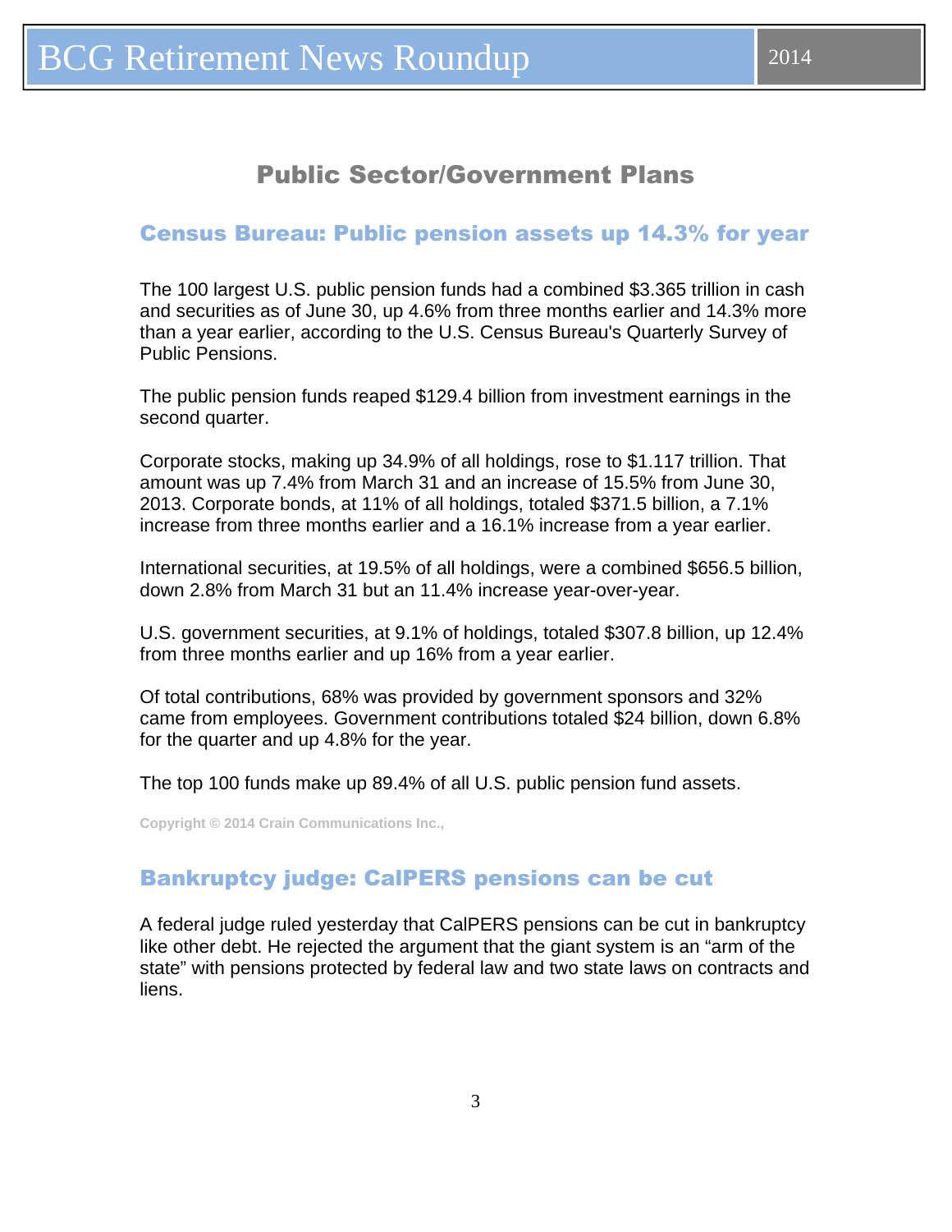## Public Sector/Government Plans

### Census Bureau: Public pension assets up 14.3% for year

The 100 largest U.S. public pension funds had a combined $3.365 trillion in cash and securities as of June 30, up 4.6% from three months earlier and 14.3% more than a year earlier, according to the U.S. Census Bureau's Quarterly Survey of Public Pensions.

The public pension funds reaped $129.4 billion from investment earnings in the second quarter.

Corporate stocks, making up 34.9% of all holdings, rose to $1.117 trillion. That amount was up 7.4% from March 31 and an increase of 15.5% from June 30, 2013. Corporate bonds, at 11% of all holdings, totaled $371.5 billion, a 7.1% increase from three months earlier and a 16.1% increase from a year earlier.

International securities, at 19.5% of all holdings, were a combined $656.5 billion, down 2.8% from March 31 but an 11.4% increase year-over-year.

U.S. government securities, at 9.1% of holdings, totaled $307.8 billion, up 12.4% from three months earlier and up 16% from a year earlier.

Of total contributions, 68% was provided by government sponsors and 32% came from employees. Government contributions totaled $24 billion, down 6.8% for the quarter and up 4.8% for the year.

The top 100 funds make up 89.4% of all U.S. public pension fund assets.

Copyright © 2014 Crain Communications Inc.,

### Bankruptcy judge: CalPERS pensions can be cut

A federal judge ruled yesterday that CalPERS pensions can be cut in bankruptcy like other debt. He rejected the argument that the giant system is an "arm of the state" with pensions protected by federal law and two state laws on contracts and liens.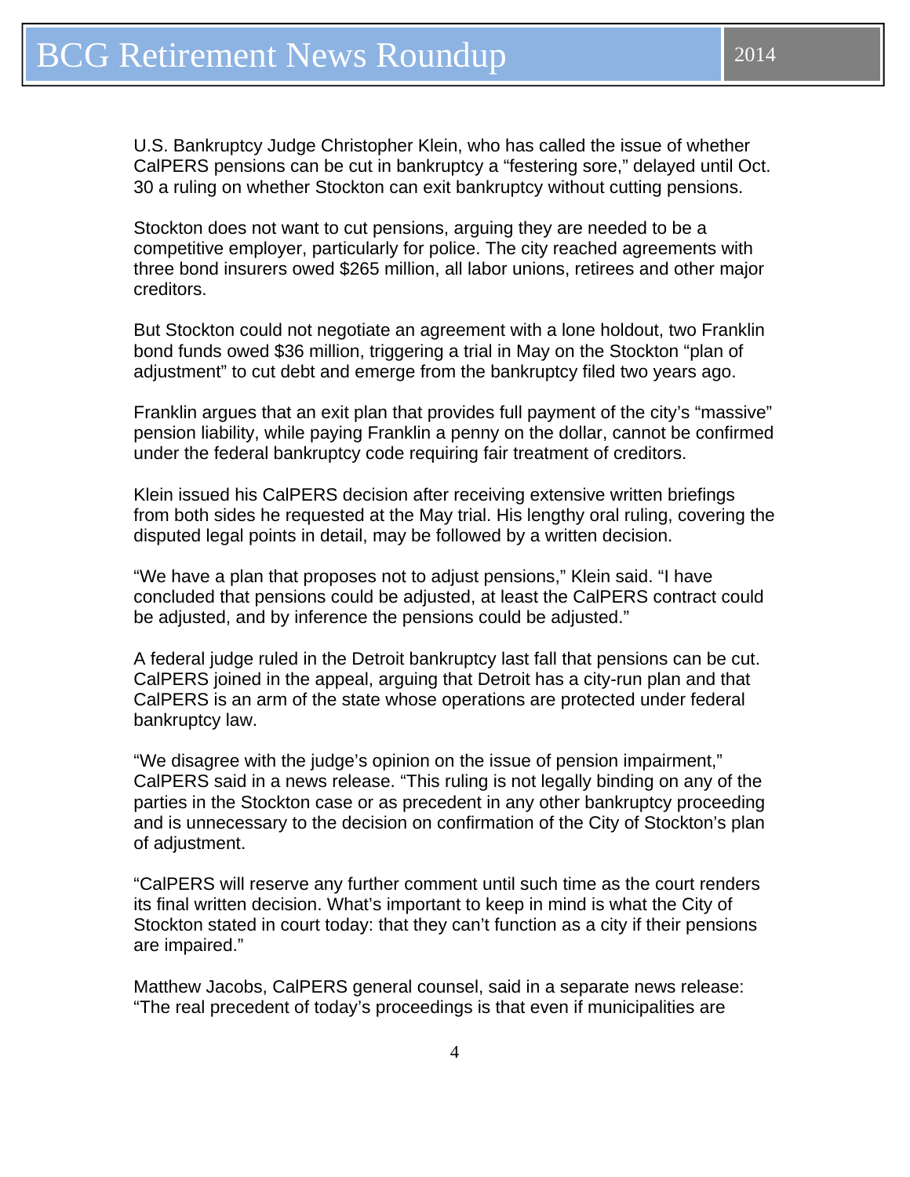U.S. Bankruptcy Judge Christopher Klein, who has called the issue of whether CalPERS pensions can be cut in bankruptcy a "festering sore," delayed until Oct. 30 a ruling on whether Stockton can exit bankruptcy without cutting pensions.

Stockton does not want to cut pensions, arguing they are needed to be a competitive employer, particularly for police. The city reached agreements with three bond insurers owed $265 million, all labor unions, retirees and other major creditors.

But Stockton could not negotiate an agreement with a lone holdout, two Franklin bond funds owed $36 million, triggering a trial in May on the Stockton "plan of adjustment" to cut debt and emerge from the bankruptcy filed two years ago.

Franklin argues that an exit plan that provides full payment of the city's "massive" pension liability, while paying Franklin a penny on the dollar, cannot be confirmed under the federal bankruptcy code requiring fair treatment of creditors.

Klein issued his CalPERS decision after receiving extensive written briefings from both sides he requested at the May trial. His lengthy oral ruling, covering the disputed legal points in detail, may be followed by a written decision.

"We have a plan that proposes not to adjust pensions," Klein said. "I have concluded that pensions could be adjusted, at least the CalPERS contract could be adjusted, and by inference the pensions could be adjusted."

A federal judge ruled in the Detroit bankruptcy last fall that pensions can be cut. CalPERS joined in the appeal, arguing that Detroit has a city-run plan and that CalPERS is an arm of the state whose operations are protected under federal bankruptcy law.

"We disagree with the judge's opinion on the issue of pension impairment," CalPERS said in a news release. "This ruling is not legally binding on any of the parties in the Stockton case or as precedent in any other bankruptcy proceeding and is unnecessary to the decision on confirmation of the City of Stockton's plan of adjustment.

"CalPERS will reserve any further comment until such time as the court renders its final written decision. What's important to keep in mind is what the City of Stockton stated in court today: that they can't function as a city if their pensions are impaired."

Matthew Jacobs, CalPERS general counsel, said in a separate news release: "The real precedent of today's proceedings is that even if municipalities are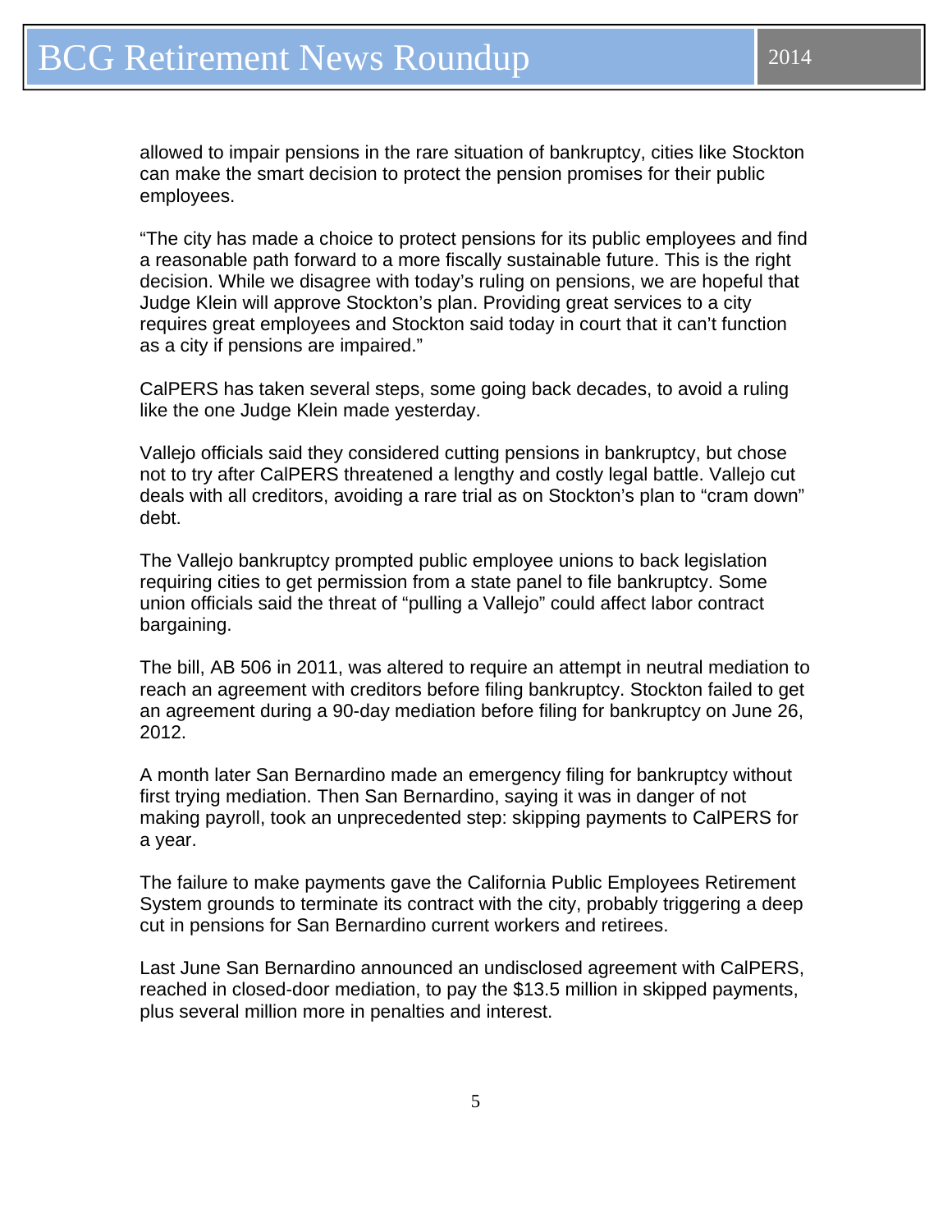allowed to impair pensions in the rare situation of bankruptcy, cities like Stockton can make the smart decision to protect the pension promises for their public employees.

"The city has made a choice to protect pensions for its public employees and find a reasonable path forward to a more fiscally sustainable future. This is the right decision. While we disagree with today's ruling on pensions, we are hopeful that Judge Klein will approve Stockton's plan. Providing great services to a city requires great employees and Stockton said today in court that it can't function as a city if pensions are impaired."

CalPERS has taken several steps, some going back decades, to avoid a ruling like the one Judge Klein made yesterday.

Vallejo officials said they considered cutting pensions in bankruptcy, but chose not to try after CalPERS threatened a lengthy and costly legal battle. Vallejo cut deals with all creditors, avoiding a rare trial as on Stockton's plan to "cram down" debt.

The Vallejo bankruptcy prompted public employee unions to back legislation requiring cities to get permission from a state panel to file bankruptcy. Some union officials said the threat of "pulling a Vallejo" could affect labor contract bargaining.

The bill, AB 506 in 2011, was altered to require an attempt in neutral mediation to reach an agreement with creditors before filing bankruptcy. Stockton failed to get an agreement during a 90-day mediation before filing for bankruptcy on June 26, 2012.

A month later San Bernardino made an emergency filing for bankruptcy without first trying mediation. Then San Bernardino, saying it was in danger of not making payroll, took an unprecedented step: skipping payments to CalPERS for a year.

The failure to make payments gave the California Public Employees Retirement System grounds to terminate its contract with the city, probably triggering a deep cut in pensions for San Bernardino current workers and retirees.

Last June San Bernardino announced an undisclosed agreement with CalPERS, reached in closed-door mediation, to pay the $13.5 million in skipped payments, plus several million more in penalties and interest.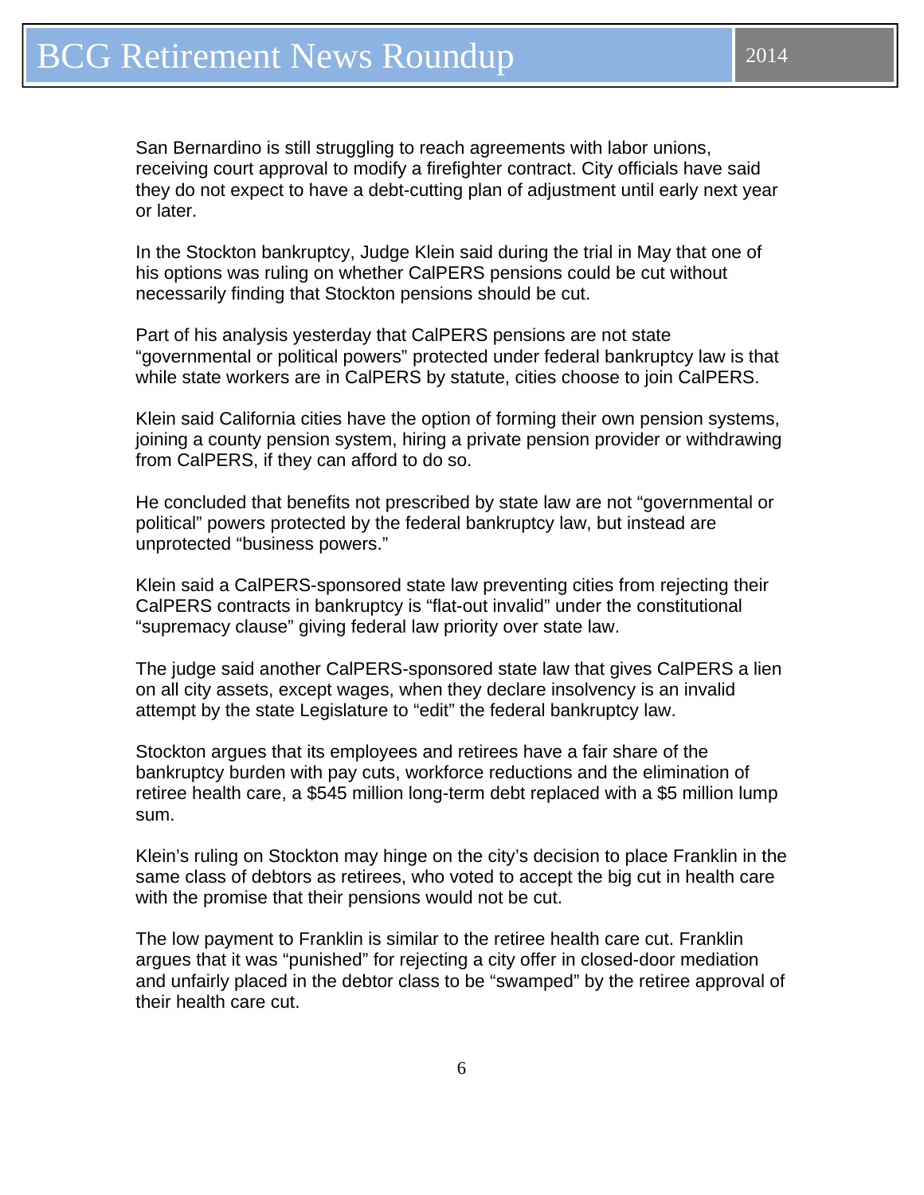San Bernardino is still struggling to reach agreements with labor unions, receiving court approval to modify a firefighter contract. City officials have said they do not expect to have a debt-cutting plan of adjustment until early next year or later.

In the Stockton bankruptcy, Judge Klein said during the trial in May that one of his options was ruling on whether CalPERS pensions could be cut without necessarily finding that Stockton pensions should be cut.

Part of his analysis yesterday that CalPERS pensions are not state "governmental or political powers" protected under federal bankruptcy law is that while state workers are in CalPERS by statute, cities choose to join CalPERS.

Klein said California cities have the option of forming their own pension systems, joining a county pension system, hiring a private pension provider or withdrawing from CalPERS, if they can afford to do so.

He concluded that benefits not prescribed by state law are not "governmental or political" powers protected by the federal bankruptcy law, but instead are unprotected "business powers."

Klein said a CalPERS-sponsored state law preventing cities from rejecting their CalPERS contracts in bankruptcy is "flat-out invalid" under the constitutional "supremacy clause" giving federal law priority over state law.

The judge said another CalPERS-sponsored state law that gives CalPERS a lien on all city assets, except wages, when they declare insolvency is an invalid attempt by the state Legislature to "edit" the federal bankruptcy law.

Stockton argues that its employees and retirees have a fair share of the bankruptcy burden with pay cuts, workforce reductions and the elimination of retiree health care, a $545 million long-term debt replaced with a $5 million lump sum.

Klein's ruling on Stockton may hinge on the city's decision to place Franklin in the same class of debtors as retirees, who voted to accept the big cut in health care with the promise that their pensions would not be cut.

The low payment to Franklin is similar to the retiree health care cut. Franklin argues that it was "punished" for rejecting a city offer in closed-door mediation and unfairly placed in the debtor class to be "swamped" by the retiree approval of their health care cut.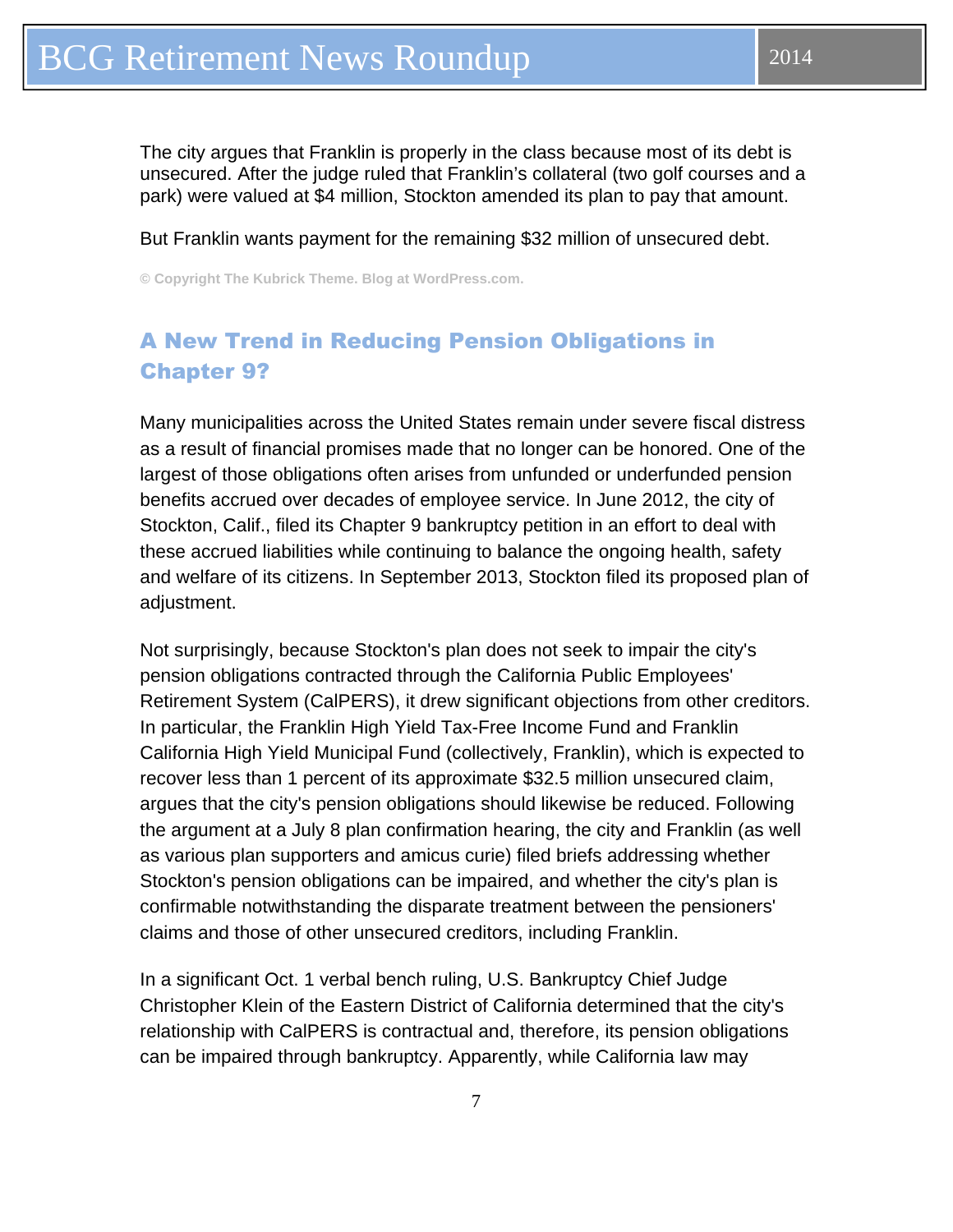The city argues that Franklin is properly in the class because most of its debt is unsecured. After the judge ruled that Franklin's collateral (two golf courses and a park) were valued at $4 million, Stockton amended its plan to pay that amount.

But Franklin wants payment for the remaining $32 million of unsecured debt.

© Copyright The Kubrick Theme. Blog at WordPress.com.

## A New Trend in Reducing Pension Obligations in Chapter 9?

Many municipalities across the United States remain under severe fiscal distress as a result of financial promises made that no longer can be honored. One of the largest of those obligations often arises from unfunded or underfunded pension benefits accrued over decades of employee service. In June 2012, the city of Stockton, Calif., filed its Chapter 9 bankruptcy petition in an effort to deal with these accrued liabilities while continuing to balance the ongoing health, safety and welfare of its citizens. In September 2013, Stockton filed its proposed plan of adjustment.

Not surprisingly, because Stockton's plan does not seek to impair the city's pension obligations contracted through the California Public Employees' Retirement System (CalPERS), it drew significant objections from other creditors. In particular, the Franklin High Yield Tax-Free Income Fund and Franklin California High Yield Municipal Fund (collectively, Franklin), which is expected to recover less than 1 percent of its approximate $32.5 million unsecured claim, argues that the city's pension obligations should likewise be reduced. Following the argument at a July 8 plan confirmation hearing, the city and Franklin (as well as various plan supporters and amicus curie) filed briefs addressing whether Stockton's pension obligations can be impaired, and whether the city's plan is confirmable notwithstanding the disparate treatment between the pensioners' claims and those of other unsecured creditors, including Franklin.

In a significant Oct. 1 verbal bench ruling, U.S. Bankruptcy Chief Judge Christopher Klein of the Eastern District of California determined that the city's relationship with CalPERS is contractual and, therefore, its pension obligations can be impaired through bankruptcy. Apparently, while California law may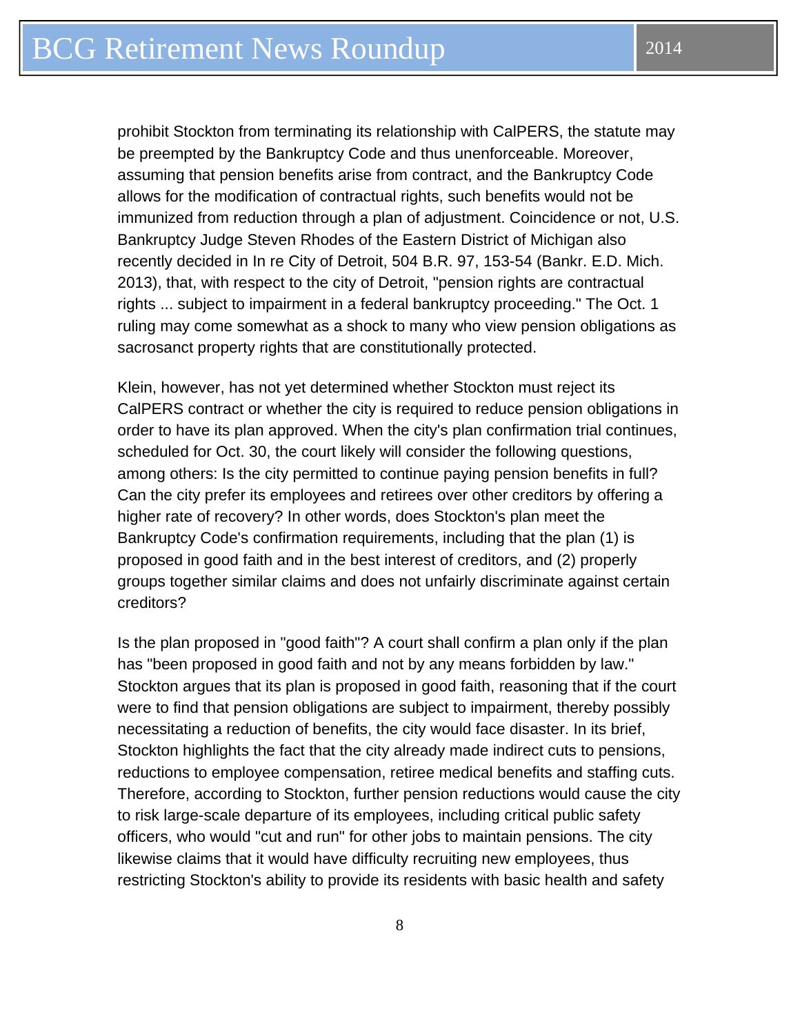prohibit Stockton from terminating its relationship with CalPERS, the statute may be preempted by the Bankruptcy Code and thus unenforceable. Moreover, assuming that pension benefits arise from contract, and the Bankruptcy Code allows for the modification of contractual rights, such benefits would not be immunized from reduction through a plan of adjustment. Coincidence or not, U.S. Bankruptcy Judge Steven Rhodes of the Eastern District of Michigan also recently decided in In re City of Detroit, 504 B.R. 97, 153-54 (Bankr. E.D. Mich. 2013), that, with respect to the city of Detroit, "pension rights are contractual rights ... subject to impairment in a federal bankruptcy proceeding." The Oct. 1 ruling may come somewhat as a shock to many who view pension obligations as sacrosanct property rights that are constitutionally protected.

Klein, however, has not yet determined whether Stockton must reject its CalPERS contract or whether the city is required to reduce pension obligations in order to have its plan approved. When the city's plan confirmation trial continues, scheduled for Oct. 30, the court likely will consider the following questions, among others: Is the city permitted to continue paying pension benefits in full? Can the city prefer its employees and retirees over other creditors by offering a higher rate of recovery? In other words, does Stockton's plan meet the Bankruptcy Code's confirmation requirements, including that the plan (1) is proposed in good faith and in the best interest of creditors, and (2) properly groups together similar claims and does not unfairly discriminate against certain creditors?

Is the plan proposed in "good faith"? A court shall confirm a plan only if the plan has "been proposed in good faith and not by any means forbidden by law." Stockton argues that its plan is proposed in good faith, reasoning that if the court were to find that pension obligations are subject to impairment, thereby possibly necessitating a reduction of benefits, the city would face disaster. In its brief, Stockton highlights the fact that the city already made indirect cuts to pensions, reductions to employee compensation, retiree medical benefits and staffing cuts. Therefore, according to Stockton, further pension reductions would cause the city to risk large-scale departure of its employees, including critical public safety officers, who would "cut and run" for other jobs to maintain pensions. The city likewise claims that it would have difficulty recruiting new employees, thus restricting Stockton's ability to provide its residents with basic health and safety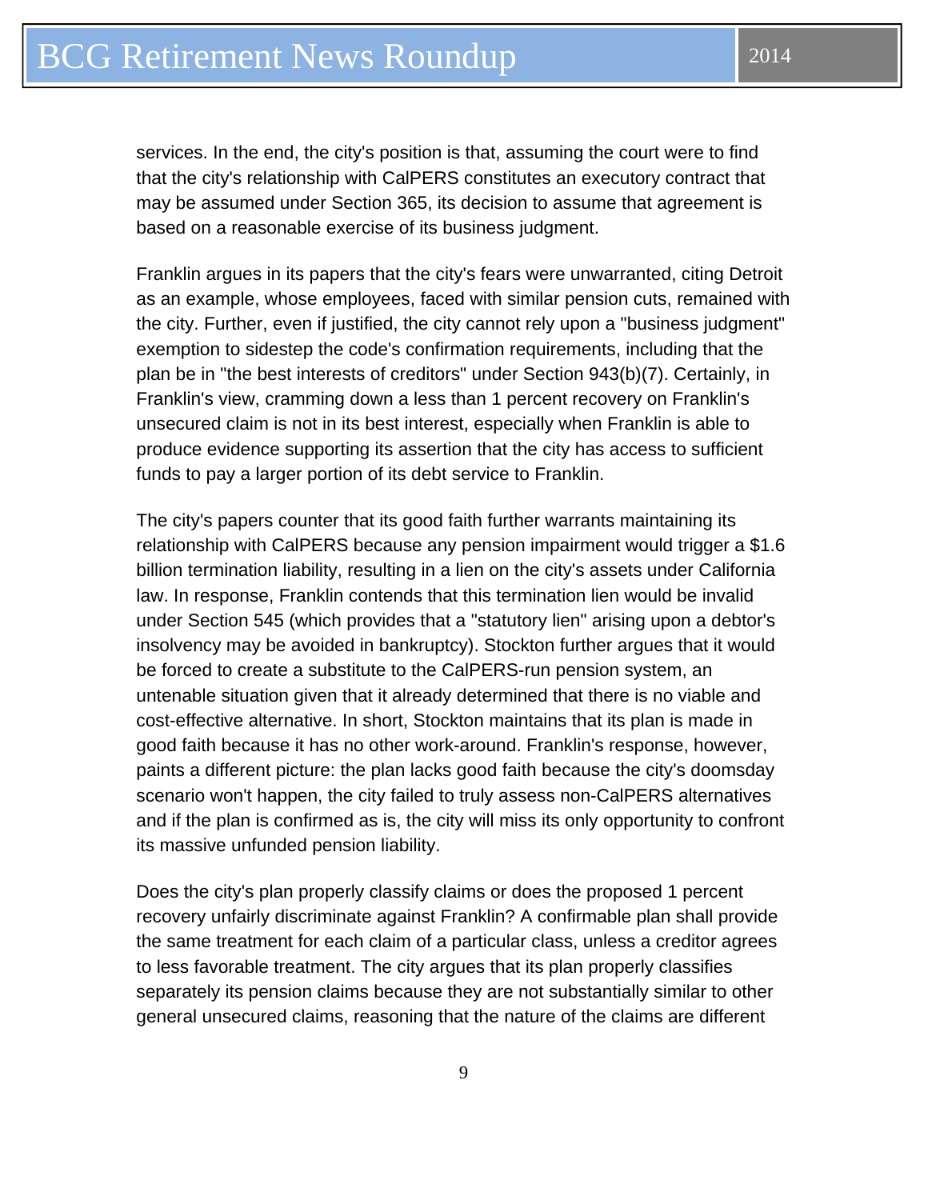services. In the end, the city's position is that, assuming the court were to find that the city's relationship with CalPERS constitutes an executory contract that may be assumed under Section 365, its decision to assume that agreement is based on a reasonable exercise of its business judgment.

Franklin argues in its papers that the city's fears were unwarranted, citing Detroit as an example, whose employees, faced with similar pension cuts, remained with the city. Further, even if justified, the city cannot rely upon a "business judgment" exemption to sidestep the code's confirmation requirements, including that the plan be in "the best interests of creditors" under Section 943(b)(7). Certainly, in Franklin's view, cramming down a less than 1 percent recovery on Franklin's unsecured claim is not in its best interest, especially when Franklin is able to produce evidence supporting its assertion that the city has access to sufficient funds to pay a larger portion of its debt service to Franklin.

The city's papers counter that its good faith further warrants maintaining its relationship with CalPERS because any pension impairment would trigger a $1.6 billion termination liability, resulting in a lien on the city's assets under California law. In response, Franklin contends that this termination lien would be invalid under Section 545 (which provides that a "statutory lien" arising upon a debtor's insolvency may be avoided in bankruptcy). Stockton further argues that it would be forced to create a substitute to the CalPERS-run pension system, an untenable situation given that it already determined that there is no viable and cost-effective alternative. In short, Stockton maintains that its plan is made in good faith because it has no other work-around. Franklin's response, however, paints a different picture: the plan lacks good faith because the city's doomsday scenario won't happen, the city failed to truly assess non-CalPERS alternatives and if the plan is confirmed as is, the city will miss its only opportunity to confront its massive unfunded pension liability.

Does the city's plan properly classify claims or does the proposed 1 percent recovery unfairly discriminate against Franklin? A confirmable plan shall provide the same treatment for each claim of a particular class, unless a creditor agrees to less favorable treatment. The city argues that its plan properly classifies separately its pension claims because they are not substantially similar to other general unsecured claims, reasoning that the nature of the claims are different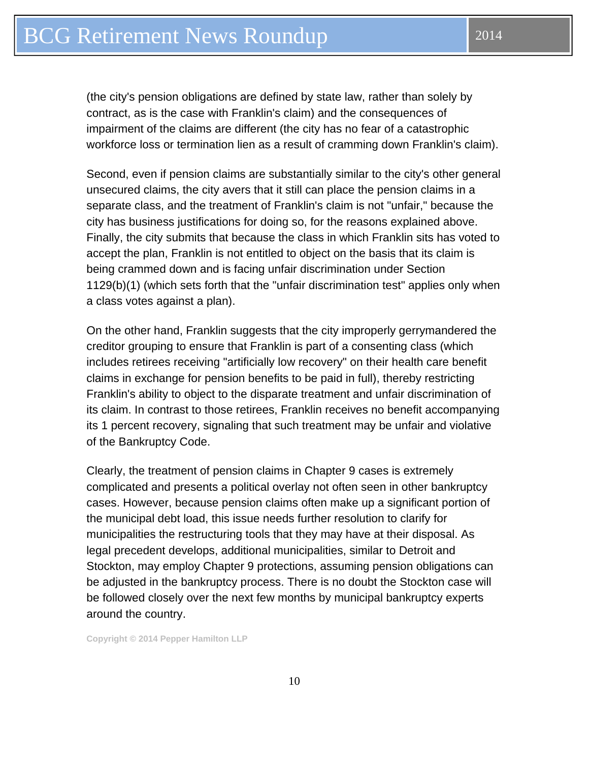(the city's pension obligations are defined by state law, rather than solely by contract, as is the case with Franklin's claim) and the consequences of impairment of the claims are different (the city has no fear of a catastrophic workforce loss or termination lien as a result of cramming down Franklin's claim).

Second, even if pension claims are substantially similar to the city's other general unsecured claims, the city avers that it still can place the pension claims in a separate class, and the treatment of Franklin's claim is not "unfair," because the city has business justifications for doing so, for the reasons explained above. Finally, the city submits that because the class in which Franklin sits has voted to accept the plan, Franklin is not entitled to object on the basis that its claim is being crammed down and is facing unfair discrimination under Section 1129(b)(1) (which sets forth that the "unfair discrimination test" applies only when a class votes against a plan).

On the other hand, Franklin suggests that the city improperly gerrymandered the creditor grouping to ensure that Franklin is part of a consenting class (which includes retirees receiving "artificially low recovery" on their health care benefit claims in exchange for pension benefits to be paid in full), thereby restricting Franklin's ability to object to the disparate treatment and unfair discrimination of its claim. In contrast to those retirees, Franklin receives no benefit accompanying its 1 percent recovery, signaling that such treatment may be unfair and violative of the Bankruptcy Code.

Clearly, the treatment of pension claims in Chapter 9 cases is extremely complicated and presents a political overlay not often seen in other bankruptcy cases. However, because pension claims often make up a significant portion of the municipal debt load, this issue needs further resolution to clarify for municipalities the restructuring tools that they may have at their disposal. As legal precedent develops, additional municipalities, similar to Detroit and Stockton, may employ Chapter 9 protections, assuming pension obligations can be adjusted in the bankruptcy process. There is no doubt the Stockton case will be followed closely over the next few months by municipal bankruptcy experts around the country.

Copyright © 2014 Pepper Hamilton LLP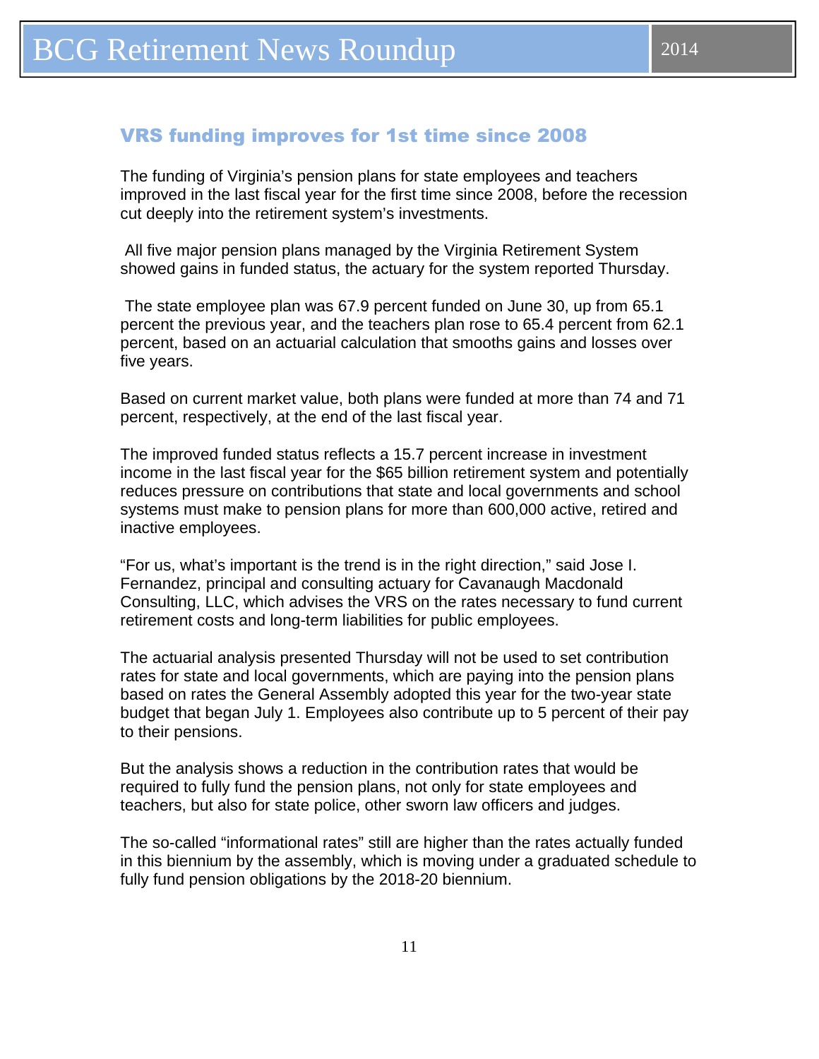## VRS funding improves for 1st time since 2008

The funding of Virginia's pension plans for state employees and teachers improved in the last fiscal year for the first time since 2008, before the recession cut deeply into the retirement system's investments.

All five major pension plans managed by the Virginia Retirement System showed gains in funded status, the actuary for the system reported Thursday.

The state employee plan was 67.9 percent funded on June 30, up from 65.1 percent the previous year, and the teachers plan rose to 65.4 percent from 62.1 percent, based on an actuarial calculation that smooths gains and losses over five years.

Based on current market value, both plans were funded at more than 74 and 71 percent, respectively, at the end of the last fiscal year.

The improved funded status reflects a 15.7 percent increase in investment income in the last fiscal year for the $65 billion retirement system and potentially reduces pressure on contributions that state and local governments and school systems must make to pension plans for more than 600,000 active, retired and inactive employees.

"For us, what's important is the trend is in the right direction," said Jose I. Fernandez, principal and consulting actuary for Cavanaugh Macdonald Consulting, LLC, which advises the VRS on the rates necessary to fund current retirement costs and long-term liabilities for public employees.

The actuarial analysis presented Thursday will not be used to set contribution rates for state and local governments, which are paying into the pension plans based on rates the General Assembly adopted this year for the two-year state budget that began July 1. Employees also contribute up to 5 percent of their pay to their pensions.

But the analysis shows a reduction in the contribution rates that would be required to fully fund the pension plans, not only for state employees and teachers, but also for state police, other sworn law officers and judges.

The so-called "informational rates" still are higher than the rates actually funded in this biennium by the assembly, which is moving under a graduated schedule to fully fund pension obligations by the 2018-20 biennium.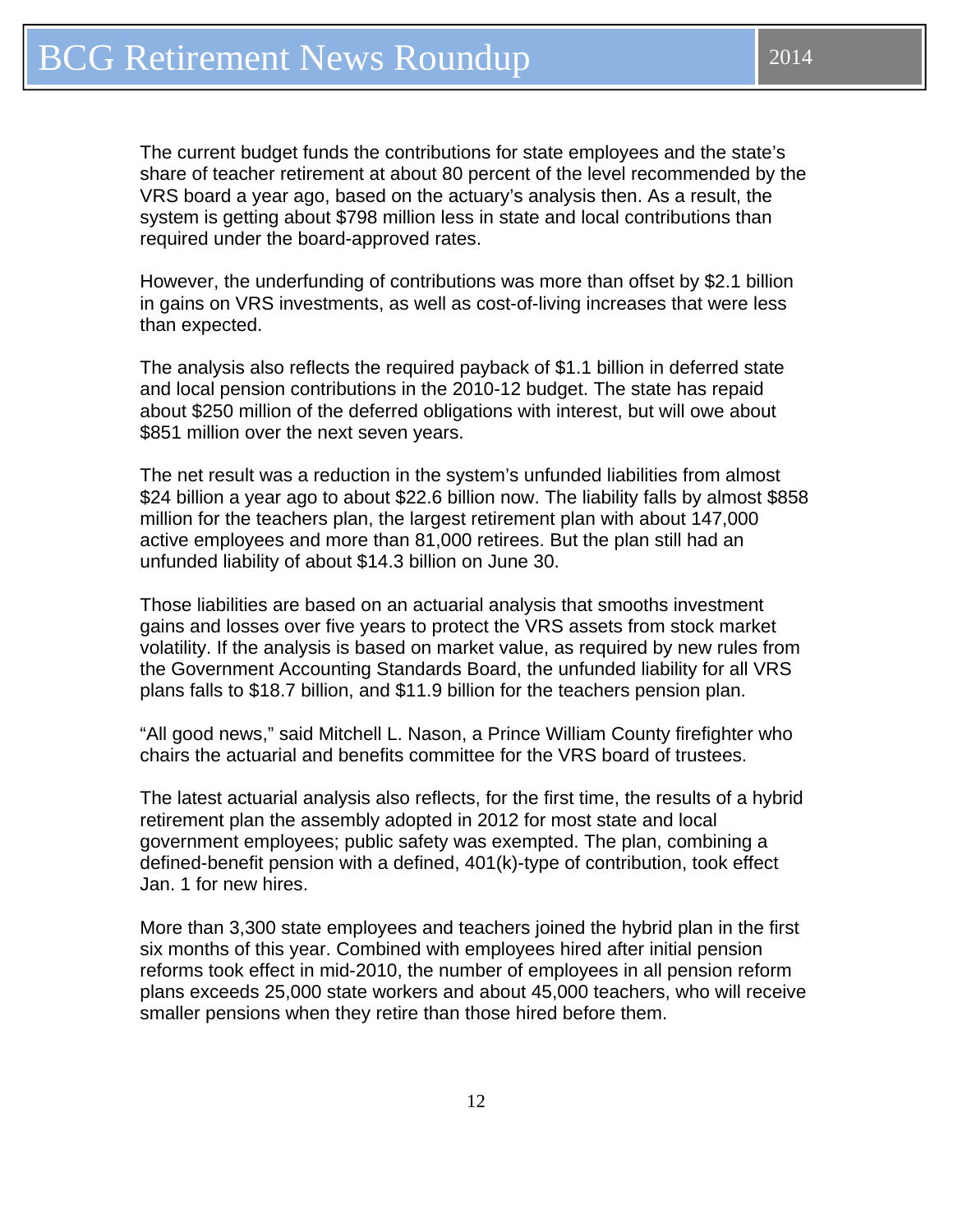The current budget funds the contributions for state employees and the state's share of teacher retirement at about 80 percent of the level recommended by the VRS board a year ago, based on the actuary's analysis then. As a result, the system is getting about $798 million less in state and local contributions than required under the board-approved rates.

However, the underfunding of contributions was more than offset by $2.1 billion in gains on VRS investments, as well as cost-of-living increases that were less than expected.

The analysis also reflects the required payback of $1.1 billion in deferred state and local pension contributions in the 2010-12 budget. The state has repaid about $250 million of the deferred obligations with interest, but will owe about $851 million over the next seven years.

The net result was a reduction in the system's unfunded liabilities from almost $24 billion a year ago to about $22.6 billion now. The liability falls by almost $858 million for the teachers plan, the largest retirement plan with about 147,000 active employees and more than 81,000 retirees. But the plan still had an unfunded liability of about $14.3 billion on June 30.

Those liabilities are based on an actuarial analysis that smooths investment gains and losses over five years to protect the VRS assets from stock market volatility. If the analysis is based on market value, as required by new rules from the Government Accounting Standards Board, the unfunded liability for all VRS plans falls to $18.7 billion, and $11.9 billion for the teachers pension plan.

"All good news," said Mitchell L. Nason, a Prince William County firefighter who chairs the actuarial and benefits committee for the VRS board of trustees.

The latest actuarial analysis also reflects, for the first time, the results of a hybrid retirement plan the assembly adopted in 2012 for most state and local government employees; public safety was exempted. The plan, combining a defined-benefit pension with a defined, 401(k)-type of contribution, took effect Jan. 1 for new hires.

More than 3,300 state employees and teachers joined the hybrid plan in the first six months of this year. Combined with employees hired after initial pension reforms took effect in mid-2010, the number of employees in all pension reform plans exceeds 25,000 state workers and about 45,000 teachers, who will receive smaller pensions when they retire than those hired before them.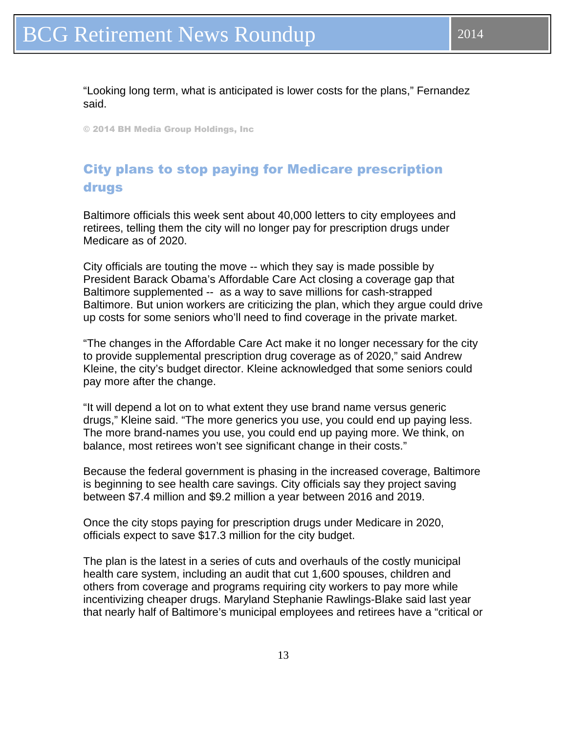"Looking long term, what is anticipated is lower costs for the plans," Fernandez said.

© 2014 BH Media Group Holdings, Inc

## City plans to stop paying for Medicare prescription drugs

Baltimore officials this week sent about 40,000 letters to city employees and retirees, telling them the city will no longer pay for prescription drugs under Medicare as of 2020.

City officials are touting the move -- which they say is made possible by President Barack Obama's Affordable Care Act closing a coverage gap that Baltimore supplemented -- as a way to save millions for cash-strapped Baltimore. But union workers are criticizing the plan, which they argue could drive up costs for some seniors who'll need to find coverage in the private market.

"The changes in the Affordable Care Act make it no longer necessary for the city to provide supplemental prescription drug coverage as of 2020," said Andrew Kleine, the city's budget director. Kleine acknowledged that some seniors could pay more after the change.

"It will depend a lot on to what extent they use brand name versus generic drugs," Kleine said. "The more generics you use, you could end up paying less. The more brand-names you use, you could end up paying more. We think, on balance, most retirees won't see significant change in their costs."

Because the federal government is phasing in the increased coverage, Baltimore is beginning to see health care savings. City officials say they project saving between $7.4 million and $9.2 million a year between 2016 and 2019.

Once the city stops paying for prescription drugs under Medicare in 2020, officials expect to save $17.3 million for the city budget.

The plan is the latest in a series of cuts and overhauls of the costly municipal health care system, including an audit that cut 1,600 spouses, children and others from coverage and programs requiring city workers to pay more while incentivizing cheaper drugs. Maryland Stephanie Rawlings-Blake said last year that nearly half of Baltimore's municipal employees and retirees have a "critical or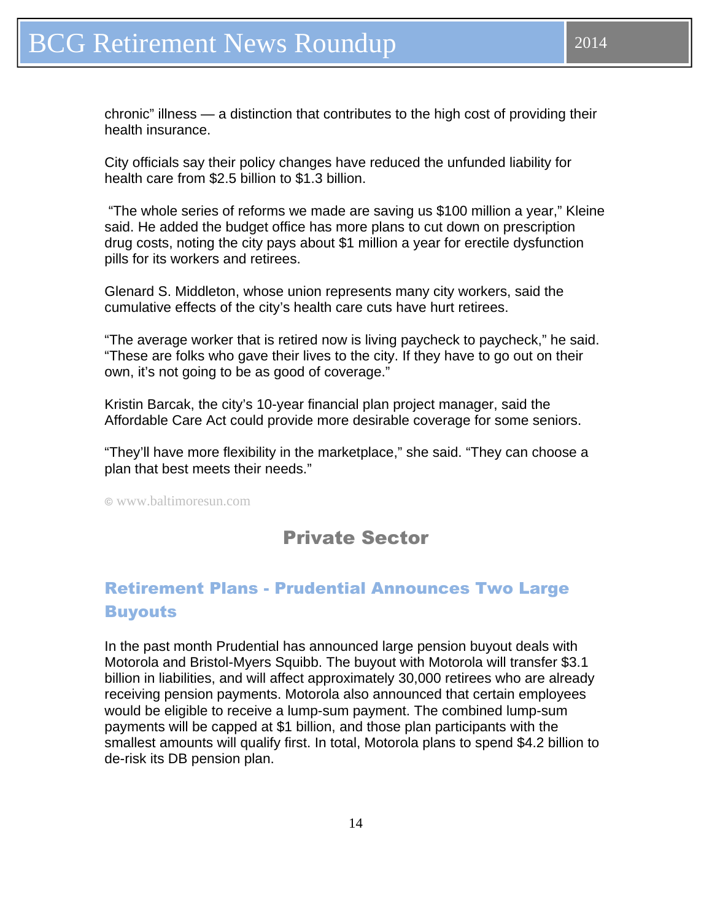chronic" illness — a distinction that contributes to the high cost of providing their health insurance.

City officials say their policy changes have reduced the unfunded liability for health care from $2.5 billion to $1.3 billion.

"The whole series of reforms we made are saving us $100 million a year," Kleine said. He added the budget office has more plans to cut down on prescription drug costs, noting the city pays about $1 million a year for erectile dysfunction pills for its workers and retirees.

Glenard S. Middleton, whose union represents many city workers, said the cumulative effects of the city's health care cuts have hurt retirees.

"The average worker that is retired now is living paycheck to paycheck," he said. "These are folks who gave their lives to the city. If they have to go out on their own, it's not going to be as good of coverage."

Kristin Barcak, the city's 10-year financial plan project manager, said the Affordable Care Act could provide more desirable coverage for some seniors.

"They'll have more flexibility in the marketplace," she said. "They can choose a plan that best meets their needs."

© www.baltimoresun.com

## Private Sector

### Retirement Plans - Prudential Announces Two Large Buyouts

In the past month Prudential has announced large pension buyout deals with Motorola and Bristol-Myers Squibb. The buyout with Motorola will transfer $3.1 billion in liabilities, and will affect approximately 30,000 retirees who are already receiving pension payments. Motorola also announced that certain employees would be eligible to receive a lump-sum payment. The combined lump-sum payments will be capped at $1 billion, and those plan participants with the smallest amounts will qualify first. In total, Motorola plans to spend $4.2 billion to de-risk its DB pension plan.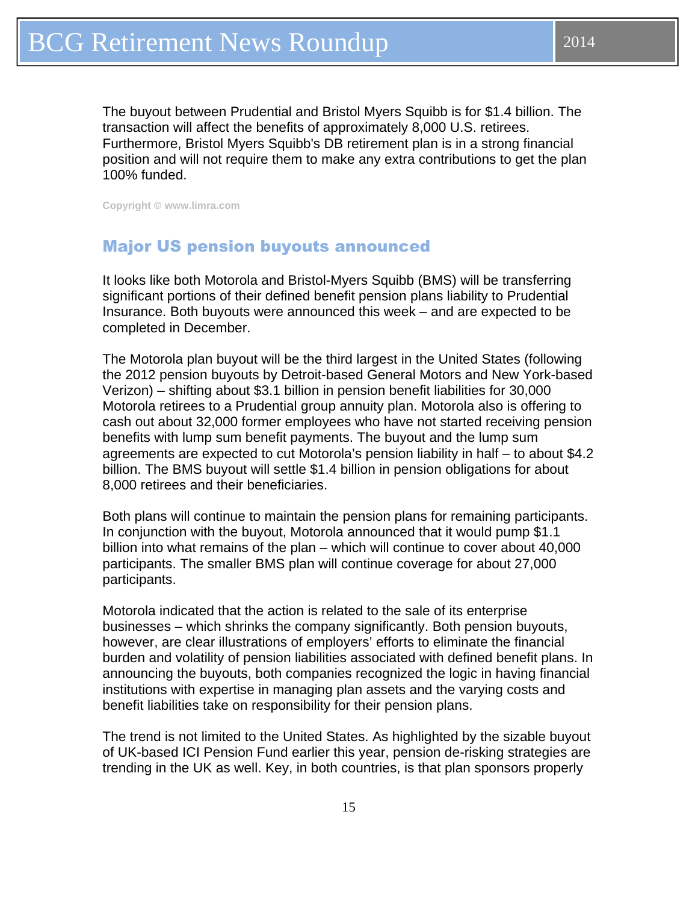The buyout between Prudential and Bristol Myers Squibb is for $1.4 billion. The transaction will affect the benefits of approximately 8,000 U.S. retirees. Furthermore, Bristol Myers Squibb's DB retirement plan is in a strong financial position and will not require them to make any extra contributions to get the plan 100% funded.

Copyright © www.limra.com

## Major US pension buyouts announced

It looks like both Motorola and Bristol-Myers Squibb (BMS) will be transferring significant portions of their defined benefit pension plans liability to Prudential Insurance. Both buyouts were announced this week – and are expected to be completed in December.

The Motorola plan buyout will be the third largest in the United States (following the 2012 pension buyouts by Detroit-based General Motors and New York-based Verizon) – shifting about $3.1 billion in pension benefit liabilities for 30,000 Motorola retirees to a Prudential group annuity plan. Motorola also is offering to cash out about 32,000 former employees who have not started receiving pension benefits with lump sum benefit payments. The buyout and the lump sum agreements are expected to cut Motorola's pension liability in half – to about $4.2 billion. The BMS buyout will settle $1.4 billion in pension obligations for about 8,000 retirees and their beneficiaries.

Both plans will continue to maintain the pension plans for remaining participants. In conjunction with the buyout, Motorola announced that it would pump $1.1 billion into what remains of the plan – which will continue to cover about 40,000 participants. The smaller BMS plan will continue coverage for about 27,000 participants.

Motorola indicated that the action is related to the sale of its enterprise businesses – which shrinks the company significantly. Both pension buyouts, however, are clear illustrations of employers' efforts to eliminate the financial burden and volatility of pension liabilities associated with defined benefit plans. In announcing the buyouts, both companies recognized the logic in having financial institutions with expertise in managing plan assets and the varying costs and benefit liabilities take on responsibility for their pension plans.

The trend is not limited to the United States. As highlighted by the sizable buyout of UK-based ICI Pension Fund earlier this year, pension de-risking strategies are trending in the UK as well. Key, in both countries, is that plan sponsors properly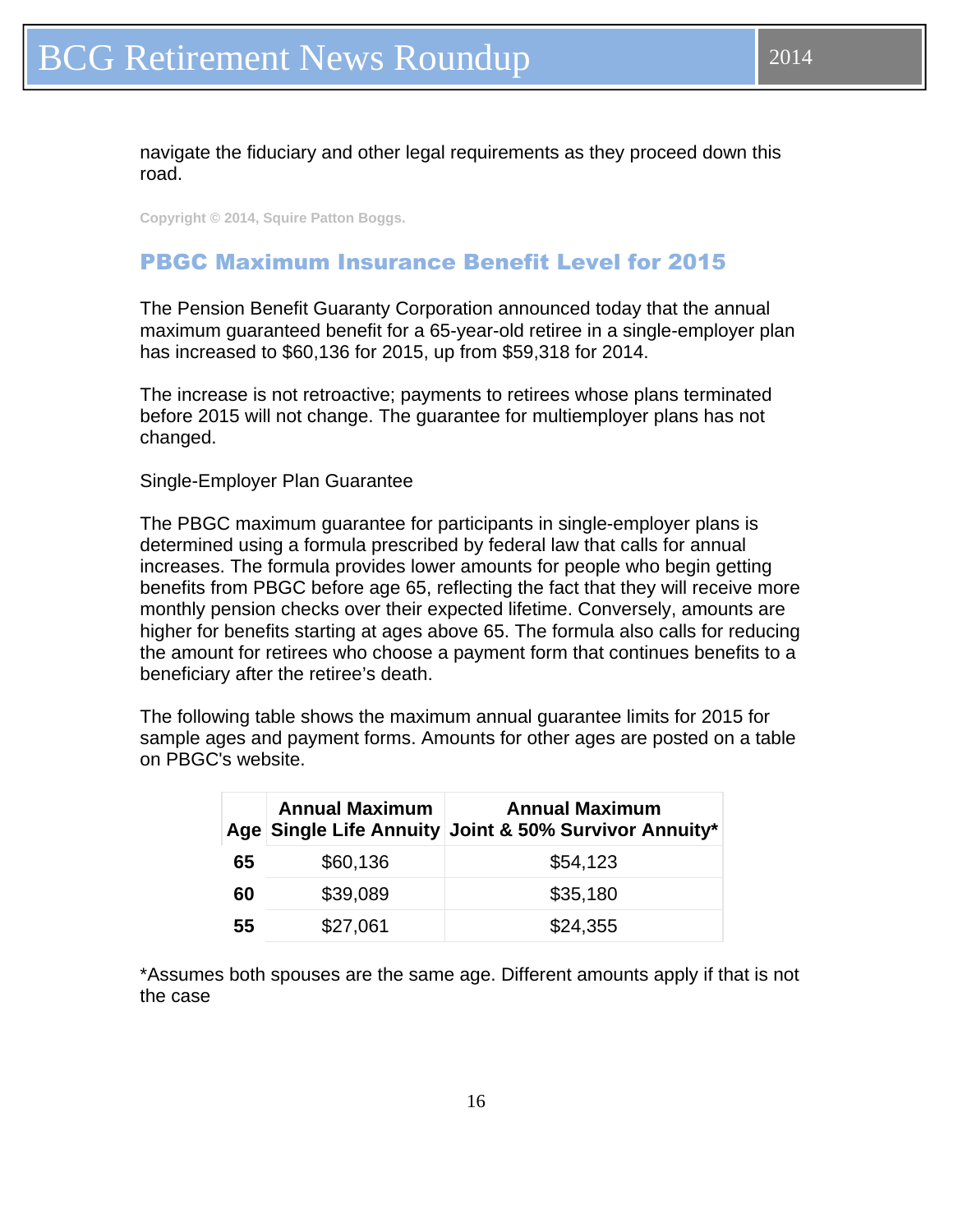navigate the fiduciary and other legal requirements as they proceed down this road.

Copyright © 2014, Squire Patton Boggs.

## PBGC Maximum Insurance Benefit Level for 2015

The Pension Benefit Guaranty Corporation announced today that the annual maximum guaranteed benefit for a 65-year-old retiree in a single-employer plan has increased to $60,136 for 2015, up from $59,318 for 2014.

The increase is not retroactive; payments to retirees whose plans terminated before 2015 will not change. The guarantee for multiemployer plans has not changed.

Single-Employer Plan Guarantee

The PBGC maximum guarantee for participants in single-employer plans is determined using a formula prescribed by federal law that calls for annual increases. The formula provides lower amounts for people who begin getting benefits from PBGC before age 65, reflecting the fact that they will receive more monthly pension checks over their expected lifetime. Conversely, amounts are higher for benefits starting at ages above 65. The formula also calls for reducing the amount for retirees who choose a payment form that continues benefits to a beneficiary after the retiree's death.

The following table shows the maximum annual guarantee limits for 2015 for sample ages and payment forms. Amounts for other ages are posted on a table on PBGC's website.

| Age | Annual Maximum Single Life Annuity | Annual Maximum Joint & 50% Survivor Annuity* |
|---|---|---|
| **65** | $60,136 | $54,123 |
| **60** | $39,089 | $35,180 |
| **55** | $27,061 | $24,355 |

*Assumes both spouses are the same age. Different amounts apply if that is not the case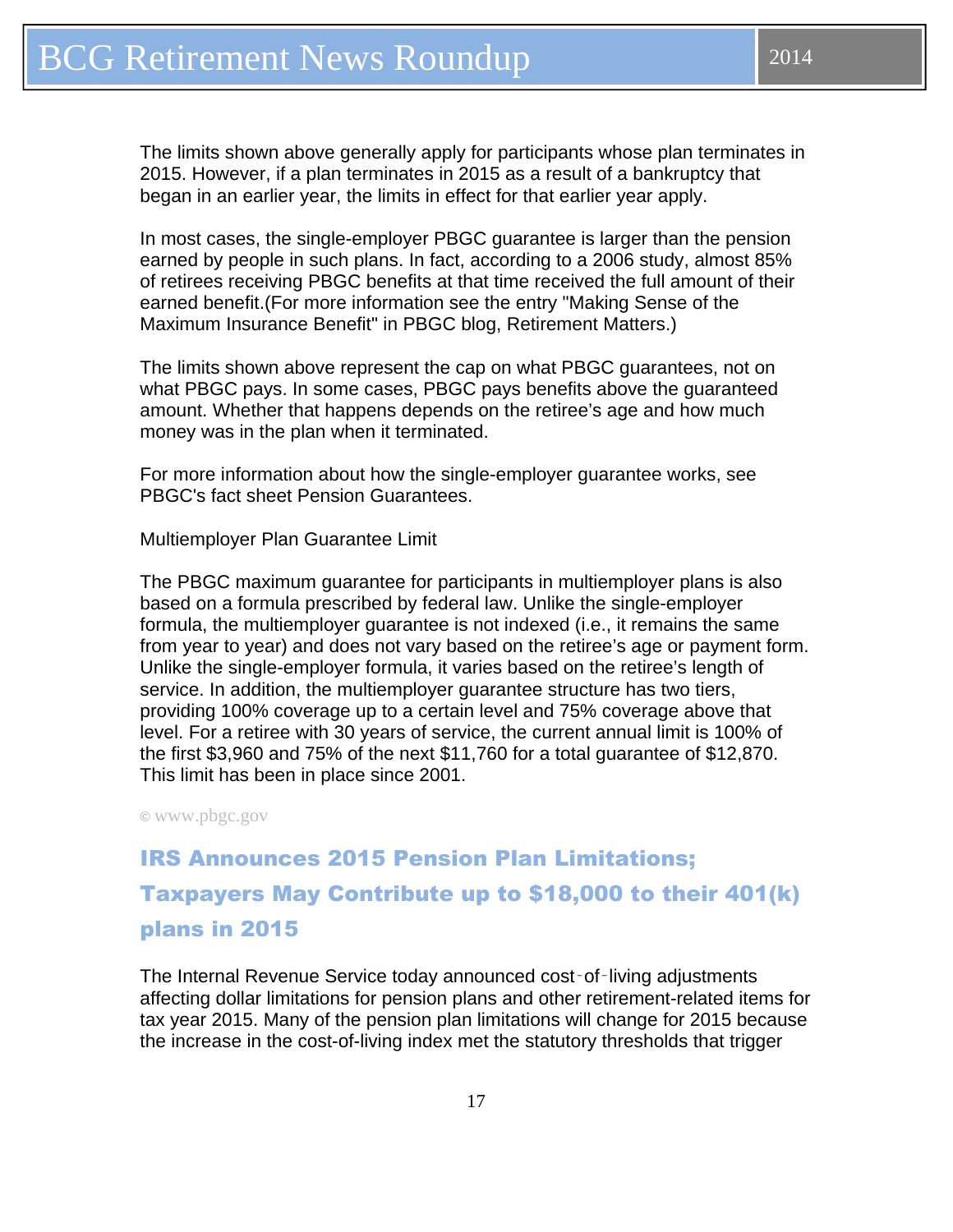The limits shown above generally apply for participants whose plan terminates in 2015. However, if a plan terminates in 2015 as a result of a bankruptcy that began in an earlier year, the limits in effect for that earlier year apply.

In most cases, the single-employer PBGC guarantee is larger than the pension earned by people in such plans. In fact, according to a 2006 study, almost 85% of retirees receiving PBGC benefits at that time received the full amount of their earned benefit.(For more information see the entry "Making Sense of the Maximum Insurance Benefit" in PBGC blog, Retirement Matters.)

The limits shown above represent the cap on what PBGC guarantees, not on what PBGC pays. In some cases, PBGC pays benefits above the guaranteed amount. Whether that happens depends on the retiree's age and how much money was in the plan when it terminated.

For more information about how the single-employer guarantee works, see PBGC's fact sheet Pension Guarantees.

Multiemployer Plan Guarantee Limit

The PBGC maximum guarantee for participants in multiemployer plans is also based on a formula prescribed by federal law. Unlike the single-employer formula, the multiemployer guarantee is not indexed (i.e., it remains the same from year to year) and does not vary based on the retiree's age or payment form. Unlike the single-employer formula, it varies based on the retiree's length of service. In addition, the multiemployer guarantee structure has two tiers, providing 100% coverage up to a certain level and 75% coverage above that level. For a retiree with 30 years of service, the current annual limit is 100% of the first $3,960 and 75% of the next $11,760 for a total guarantee of $12,870. This limit has been in place since 2001.

© www.pbgc.gov

## IRS Announces 2015 Pension Plan Limitations; Taxpayers May Contribute up to $18,000 to their 401(k) plans in 2015

The Internal Revenue Service today announced cost‑of‑living adjustments affecting dollar limitations for pension plans and other retirement-related items for tax year 2015. Many of the pension plan limitations will change for 2015 because the increase in the cost-of-living index met the statutory thresholds that trigger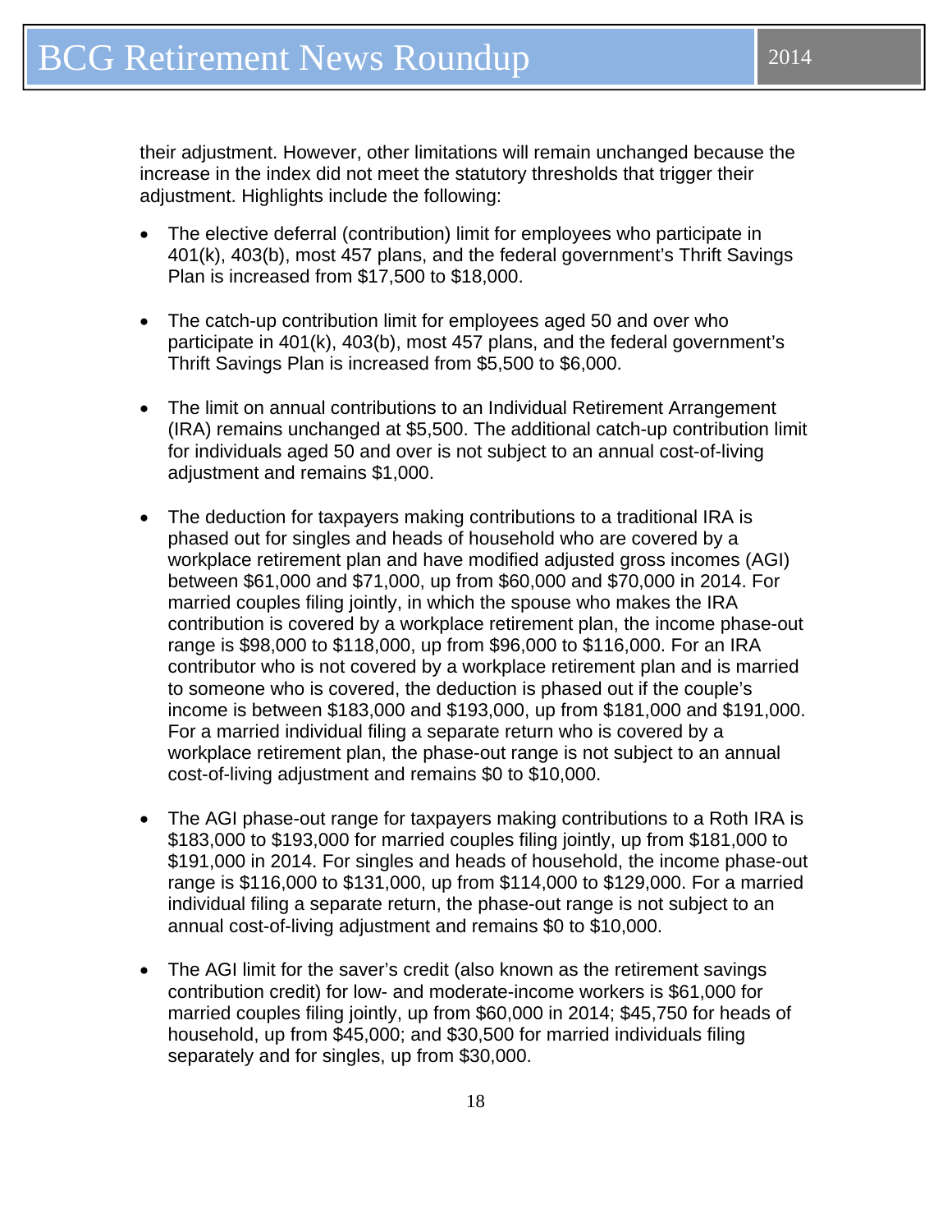their adjustment. However, other limitations will remain unchanged because the increase in the index did not meet the statutory thresholds that trigger their adjustment. Highlights include the following:

- The elective deferral (contribution) limit for employees who participate in 401(k), 403(b), most 457 plans, and the federal government's Thrift Savings Plan is increased from $17,500 to $18,000.

- The catch-up contribution limit for employees aged 50 and over who participate in 401(k), 403(b), most 457 plans, and the federal government's Thrift Savings Plan is increased from $5,500 to $6,000.

- The limit on annual contributions to an Individual Retirement Arrangement (IRA) remains unchanged at $5,500. The additional catch-up contribution limit for individuals aged 50 and over is not subject to an annual cost-of-living adjustment and remains $1,000.

- The deduction for taxpayers making contributions to a traditional IRA is phased out for singles and heads of household who are covered by a workplace retirement plan and have modified adjusted gross incomes (AGI) between $61,000 and $71,000, up from $60,000 and $70,000 in 2014. For married couples filing jointly, in which the spouse who makes the IRA contribution is covered by a workplace retirement plan, the income phase-out range is $98,000 to $118,000, up from $96,000 to $116,000. For an IRA contributor who is not covered by a workplace retirement plan and is married to someone who is covered, the deduction is phased out if the couple's income is between $183,000 and $193,000, up from $181,000 and $191,000. For a married individual filing a separate return who is covered by a workplace retirement plan, the phase-out range is not subject to an annual cost-of-living adjustment and remains $0 to $10,000.

- The AGI phase-out range for taxpayers making contributions to a Roth IRA is $183,000 to $193,000 for married couples filing jointly, up from $181,000 to $191,000 in 2014. For singles and heads of household, the income phase-out range is $116,000 to $131,000, up from $114,000 to $129,000. For a married individual filing a separate return, the phase-out range is not subject to an annual cost-of-living adjustment and remains $0 to $10,000.

- The AGI limit for the saver's credit (also known as the retirement savings contribution credit) for low- and moderate-income workers is $61,000 for married couples filing jointly, up from $60,000 in 2014; $45,750 for heads of household, up from $45,000; and $30,500 for married individuals filing separately and for singles, up from $30,000.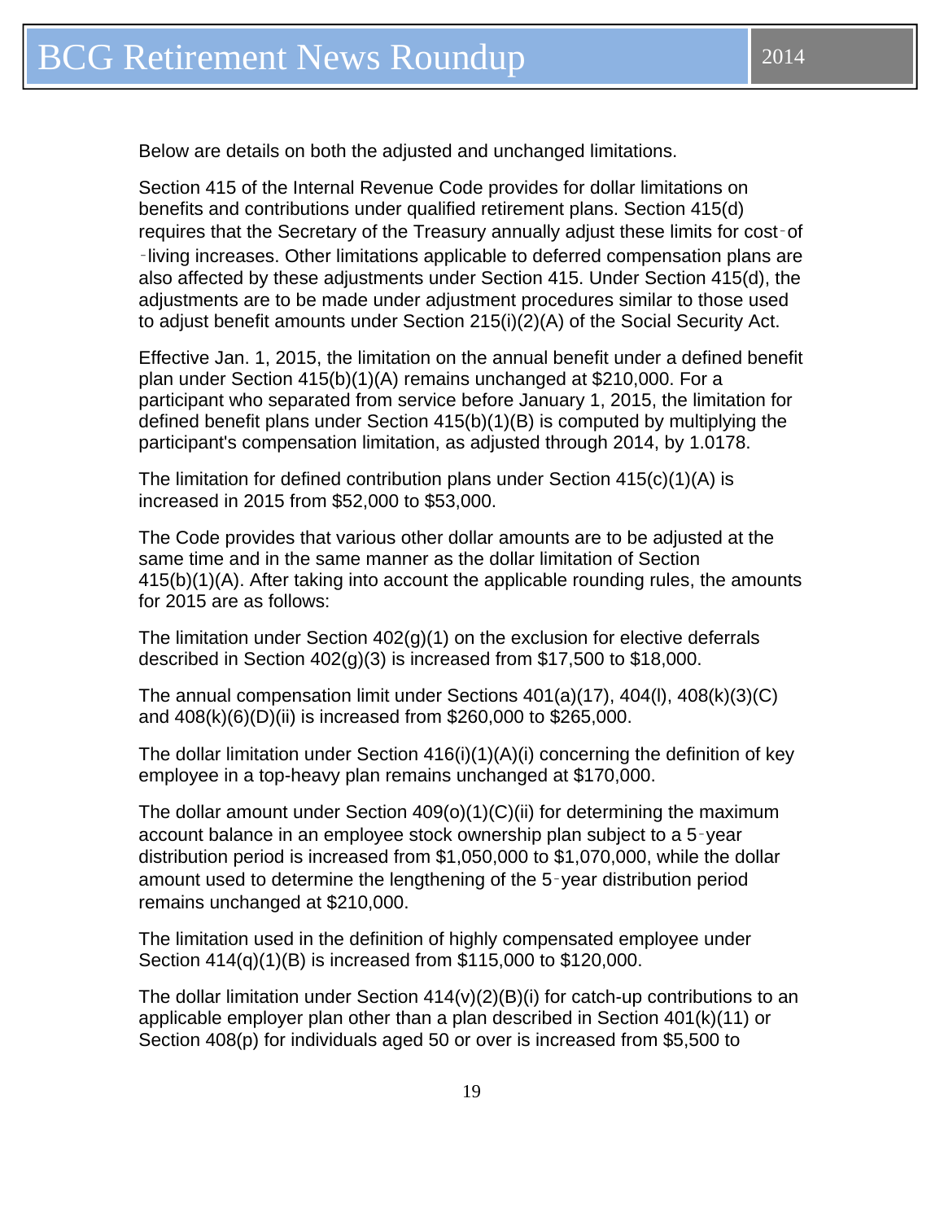Below are details on both the adjusted and unchanged limitations.

Section 415 of the Internal Revenue Code provides for dollar limitations on benefits and contributions under qualified retirement plans. Section 415(d) requires that the Secretary of the Treasury annually adjust these limits for cost-of-living increases. Other limitations applicable to deferred compensation plans are also affected by these adjustments under Section 415. Under Section 415(d), the adjustments are to be made under adjustment procedures similar to those used to adjust benefit amounts under Section 215(i)(2)(A) of the Social Security Act.

Effective Jan. 1, 2015, the limitation on the annual benefit under a defined benefit plan under Section 415(b)(1)(A) remains unchanged at $210,000. For a participant who separated from service before January 1, 2015, the limitation for defined benefit plans under Section 415(b)(1)(B) is computed by multiplying the participant's compensation limitation, as adjusted through 2014, by 1.0178.

The limitation for defined contribution plans under Section 415(c)(1)(A) is increased in 2015 from $52,000 to $53,000.

The Code provides that various other dollar amounts are to be adjusted at the same time and in the same manner as the dollar limitation of Section 415(b)(1)(A). After taking into account the applicable rounding rules, the amounts for 2015 are as follows:

The limitation under Section 402(g)(1) on the exclusion for elective deferrals described in Section 402(g)(3) is increased from $17,500 to $18,000.

The annual compensation limit under Sections 401(a)(17), 404(l), 408(k)(3)(C) and 408(k)(6)(D)(ii) is increased from $260,000 to $265,000.

The dollar limitation under Section 416(i)(1)(A)(i) concerning the definition of key employee in a top-heavy plan remains unchanged at $170,000.

The dollar amount under Section 409(o)(1)(C)(ii) for determining the maximum account balance in an employee stock ownership plan subject to a 5-year distribution period is increased from $1,050,000 to $1,070,000, while the dollar amount used to determine the lengthening of the 5-year distribution period remains unchanged at $210,000.

The limitation used in the definition of highly compensated employee under Section 414(q)(1)(B) is increased from $115,000 to $120,000.

The dollar limitation under Section 414(v)(2)(B)(i) for catch-up contributions to an applicable employer plan other than a plan described in Section 401(k)(11) or Section 408(p) for individuals aged 50 or over is increased from $5,500 to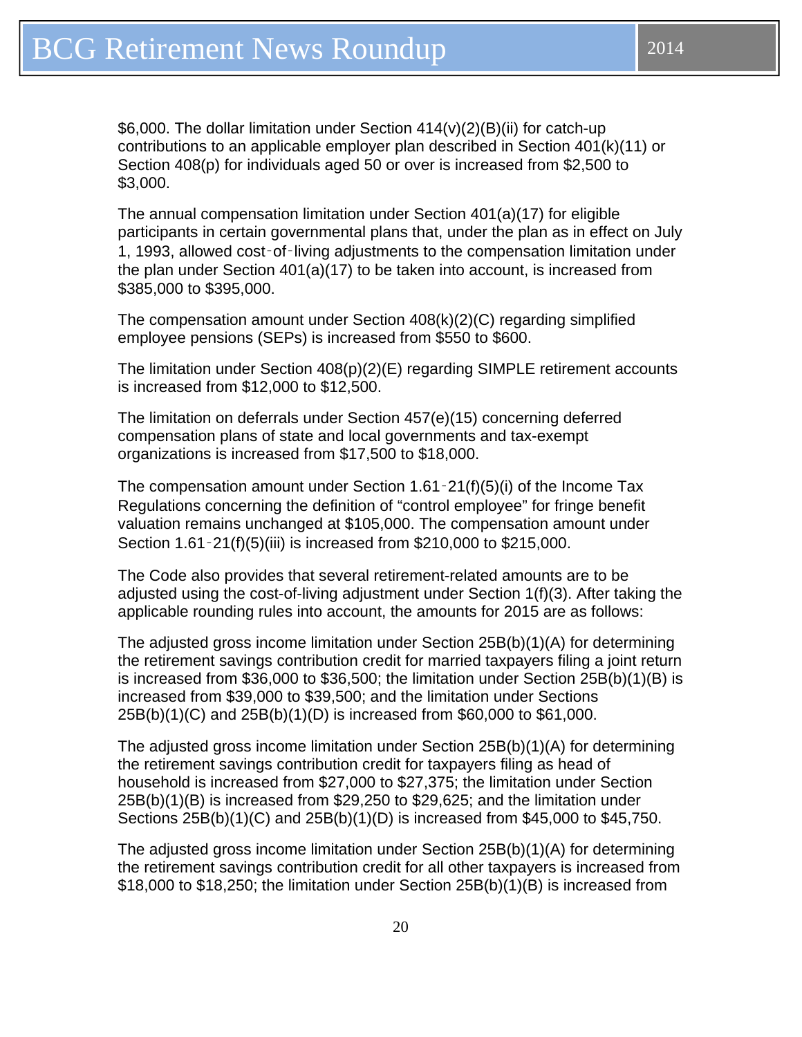$6,000. The dollar limitation under Section 414(v)(2)(B)(ii) for catch-up contributions to an applicable employer plan described in Section 401(k)(11) or Section 408(p) for individuals aged 50 or over is increased from $2,500 to $3,000.

The annual compensation limitation under Section 401(a)(17) for eligible participants in certain governmental plans that, under the plan as in effect on July 1, 1993, allowed cost-of-living adjustments to the compensation limitation under the plan under Section 401(a)(17) to be taken into account, is increased from $385,000 to $395,000.

The compensation amount under Section 408(k)(2)(C) regarding simplified employee pensions (SEPs) is increased from $550 to $600.

The limitation under Section 408(p)(2)(E) regarding SIMPLE retirement accounts is increased from $12,000 to $12,500.

The limitation on deferrals under Section 457(e)(15) concerning deferred compensation plans of state and local governments and tax-exempt organizations is increased from $17,500 to $18,000.

The compensation amount under Section 1.61-21(f)(5)(i) of the Income Tax Regulations concerning the definition of "control employee" for fringe benefit valuation remains unchanged at $105,000. The compensation amount under Section 1.61-21(f)(5)(iii) is increased from $210,000 to $215,000.

The Code also provides that several retirement-related amounts are to be adjusted using the cost-of-living adjustment under Section 1(f)(3). After taking the applicable rounding rules into account, the amounts for 2015 are as follows:

The adjusted gross income limitation under Section 25B(b)(1)(A) for determining the retirement savings contribution credit for married taxpayers filing a joint return is increased from $36,000 to $36,500; the limitation under Section 25B(b)(1)(B) is increased from $39,000 to $39,500; and the limitation under Sections 25B(b)(1)(C) and 25B(b)(1)(D) is increased from $60,000 to $61,000.

The adjusted gross income limitation under Section 25B(b)(1)(A) for determining the retirement savings contribution credit for taxpayers filing as head of household is increased from $27,000 to $27,375; the limitation under Section 25B(b)(1)(B) is increased from $29,250 to $29,625; and the limitation under Sections 25B(b)(1)(C) and 25B(b)(1)(D) is increased from $45,000 to $45,750.

The adjusted gross income limitation under Section 25B(b)(1)(A) for determining the retirement savings contribution credit for all other taxpayers is increased from $18,000 to $18,250; the limitation under Section 25B(b)(1)(B) is increased from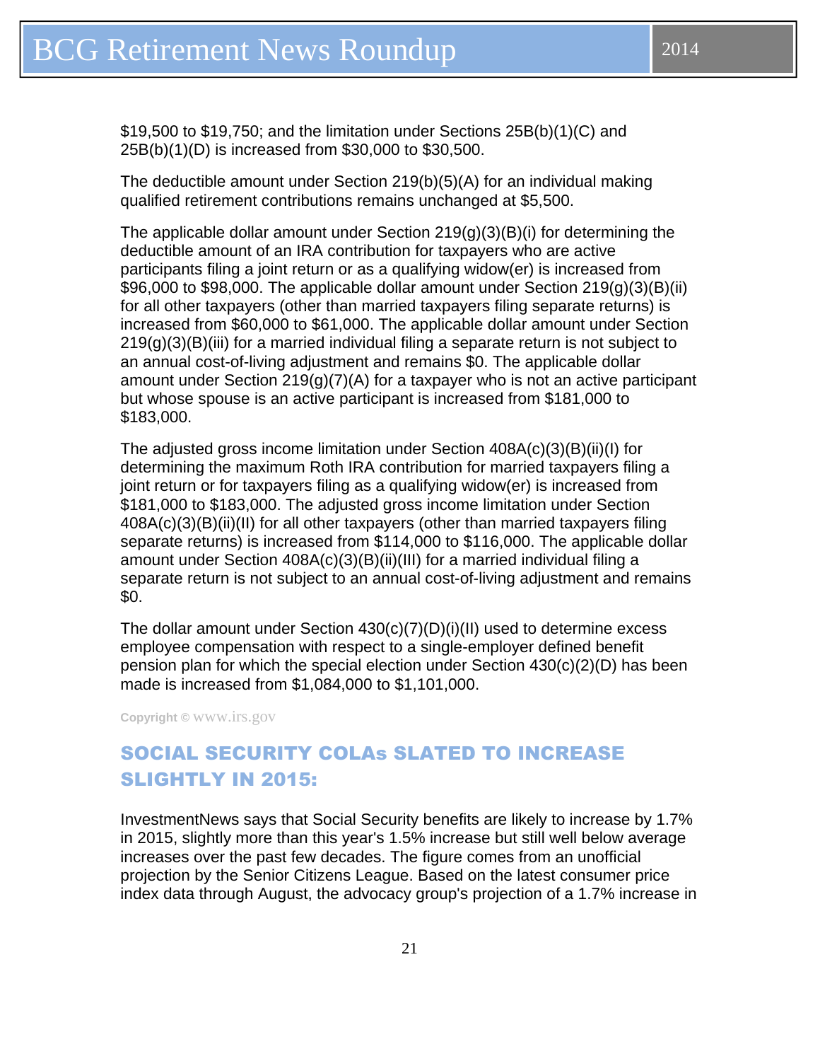$19,500 to $19,750; and the limitation under Sections 25B(b)(1)(C) and 25B(b)(1)(D) is increased from $30,000 to $30,500.

The deductible amount under Section 219(b)(5)(A) for an individual making qualified retirement contributions remains unchanged at $5,500.

The applicable dollar amount under Section 219(g)(3)(B)(i) for determining the deductible amount of an IRA contribution for taxpayers who are active participants filing a joint return or as a qualifying widow(er) is increased from $96,000 to $98,000. The applicable dollar amount under Section 219(g)(3)(B)(ii) for all other taxpayers (other than married taxpayers filing separate returns) is increased from $60,000 to $61,000. The applicable dollar amount under Section 219(g)(3)(B)(iii) for a married individual filing a separate return is not subject to an annual cost-of-living adjustment and remains $0. The applicable dollar amount under Section 219(g)(7)(A) for a taxpayer who is not an active participant but whose spouse is an active participant is increased from $181,000 to $183,000.

The adjusted gross income limitation under Section 408A(c)(3)(B)(ii)(I) for determining the maximum Roth IRA contribution for married taxpayers filing a joint return or for taxpayers filing as a qualifying widow(er) is increased from $181,000 to $183,000. The adjusted gross income limitation under Section 408A(c)(3)(B)(ii)(II) for all other taxpayers (other than married taxpayers filing separate returns) is increased from $114,000 to $116,000. The applicable dollar amount under Section 408A(c)(3)(B)(ii)(III) for a married individual filing a separate return is not subject to an annual cost-of-living adjustment and remains $0.

The dollar amount under Section 430(c)(7)(D)(i)(II) used to determine excess employee compensation with respect to a single-employer defined benefit pension plan for which the special election under Section 430(c)(2)(D) has been made is increased from $1,084,000 to $1,101,000.

**Copyright ©** www.irs.gov

## SOCIAL SECURITY COLAs SLATED TO INCREASE SLIGHTLY IN 2015:

InvestmentNews says that Social Security benefits are likely to increase by 1.7% in 2015, slightly more than this year's 1.5% increase but still well below average increases over the past few decades. The figure comes from an unofficial projection by the Senior Citizens League. Based on the latest consumer price index data through August, the advocacy group's projection of a 1.7% increase in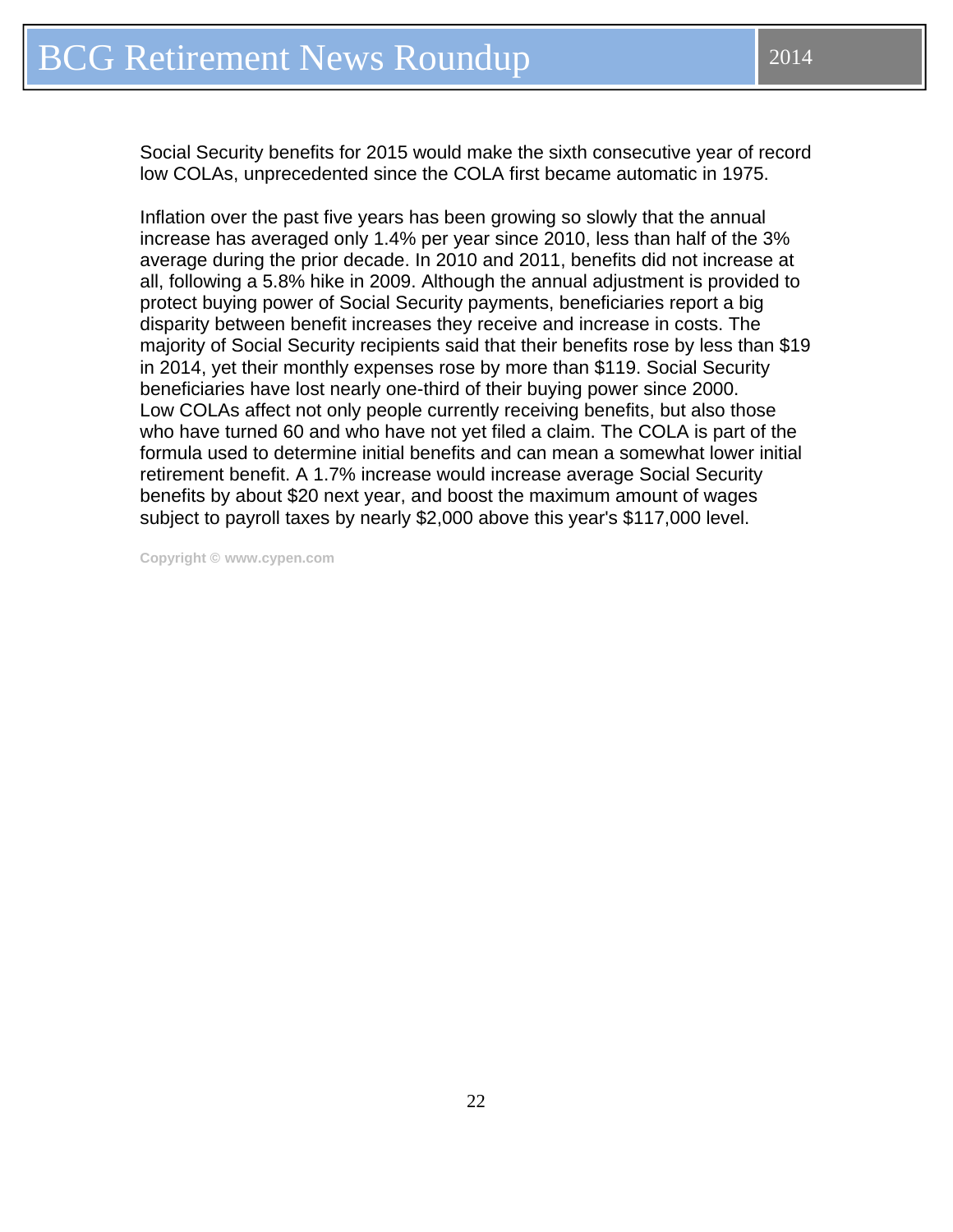Social Security benefits for 2015 would make the sixth consecutive year of record low COLAs, unprecedented since the COLA first became automatic in 1975.

Inflation over the past five years has been growing so slowly that the annual increase has averaged only 1.4% per year since 2010, less than half of the 3% average during the prior decade. In 2010 and 2011, benefits did not increase at all, following a 5.8% hike in 2009. Although the annual adjustment is provided to protect buying power of Social Security payments, beneficiaries report a big disparity between benefit increases they receive and increase in costs. The majority of Social Security recipients said that their benefits rose by less than $19 in 2014, yet their monthly expenses rose by more than $119. Social Security beneficiaries have lost nearly one-third of their buying power since 2000.
Low COLAs affect not only people currently receiving benefits, but also those who have turned 60 and who have not yet filed a claim. The COLA is part of the formula used to determine initial benefits and can mean a somewhat lower initial retirement benefit. A 1.7% increase would increase average Social Security benefits by about $20 next year, and boost the maximum amount of wages subject to payroll taxes by nearly $2,000 above this year's $117,000 level.

**Copyright © www.cypen.com**